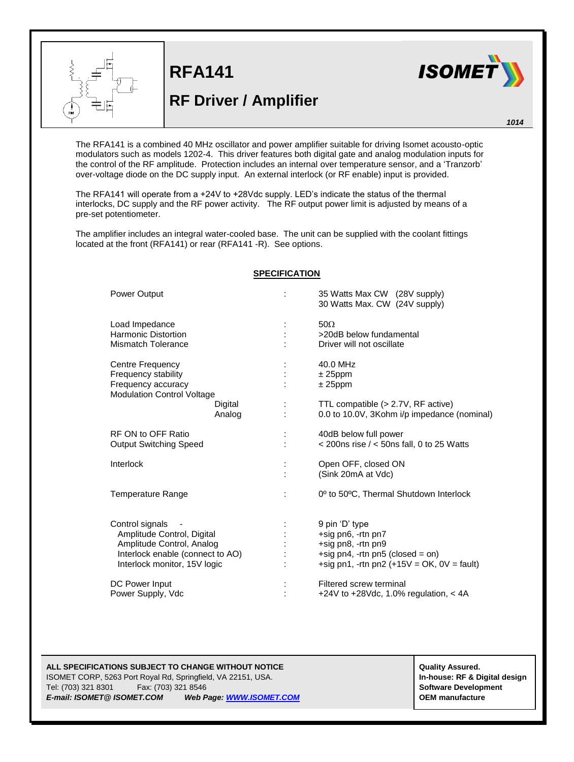# RFA141

## RF Driver / Amplifier

1014

The RFA141 is a combined 40 MHz oscillator and power amplifier suitable for driving Isomet acousto-optic modulators such as models 1202-4. This driver features both digital gate and analog modulation inputs for the control of the RF amplitude. Protection includes an internal over temperature sensor, and a 'Tranzorb' over-voltage diode on the DC supply input. An external interlock (or RF enable) input is provided.

The RFA141 will operate from a +24V to +28Vdc supply. LED's indicate the status of the thermal interlocks, DC supply and the RF power activity. The RF output power limit is adjusted by means of a pre-set potentiometer.

The amplifier includes an integral water-cooled base. The unit can be supplied with the coolant fittings located at the front (RFA141) or rear (RFA141 -R). See options.

### SPECIFICATION

| Parameter | | Value |
|---|---|---|
| Power Output | : | 35 Watts Max CW (28V supply)<br>30 Watts Max. CW (24V supply) |
| Load Impedance | : | 50Ω |
| Harmonic Distortion | : | >20dB below fundamental |
| Mismatch Tolerance | : | Driver will not oscillate |
| Centre Frequency | : | 40.0 MHz |
| Frequency stability | : | ± 25ppm |
| Frequency accuracy | : | ± 25ppm |
| Modulation Control Voltage | | |
| Digital | : | TTL compatible (> 2.7V, RF active) |
| Analog | : | 0.0 to 10.0V, 3Kohm i/p impedance (nominal) |
| RF ON to OFF Ratio | : | 40dB below full power |
| Output Switching Speed | : | < 200ns rise / < 50ns fall, 0 to 25 Watts |
| Interlock | : | Open OFF, closed ON<br>(Sink 20mA at Vdc) |
| Temperature Range | : | 0º to 50ºC, Thermal Shutdown Interlock |
| Control signals - | : | 9 pin 'D' type |
| Amplitude Control, Digital | : | +sig pn6, -rtn pn7 |
| Amplitude Control, Analog | : | +sig pn8, -rtn pn9 |
| Interlock enable (connect to AO) | : | +sig pn4, -rtn pn5 (closed = on) |
| Interlock monitor, 15V logic | : | +sig pn1, -rtn pn2 (+15V = OK, 0V = fault) |
| DC Power Input | : | Filtered screw terminal |
| Power Supply, Vdc | : | +24V to +28Vdc, 1.0% regulation, < 4A |

**ALL SPECIFICATIONS SUBJECT TO CHANGE WITHOUT NOTICE**
ISOMET CORP, 5263 Port Royal Rd, Springfield, VA 22151, USA.
Tel: (703) 321 8301 Fax: (703) 321 8546
***E-mail: ISOMET@ ISOMET.COM Web Page: WWW.ISOMET.COM***

**Quality Assured.**
**In-house: RF & Digital design**
**Software Development**
**OEM manufacture**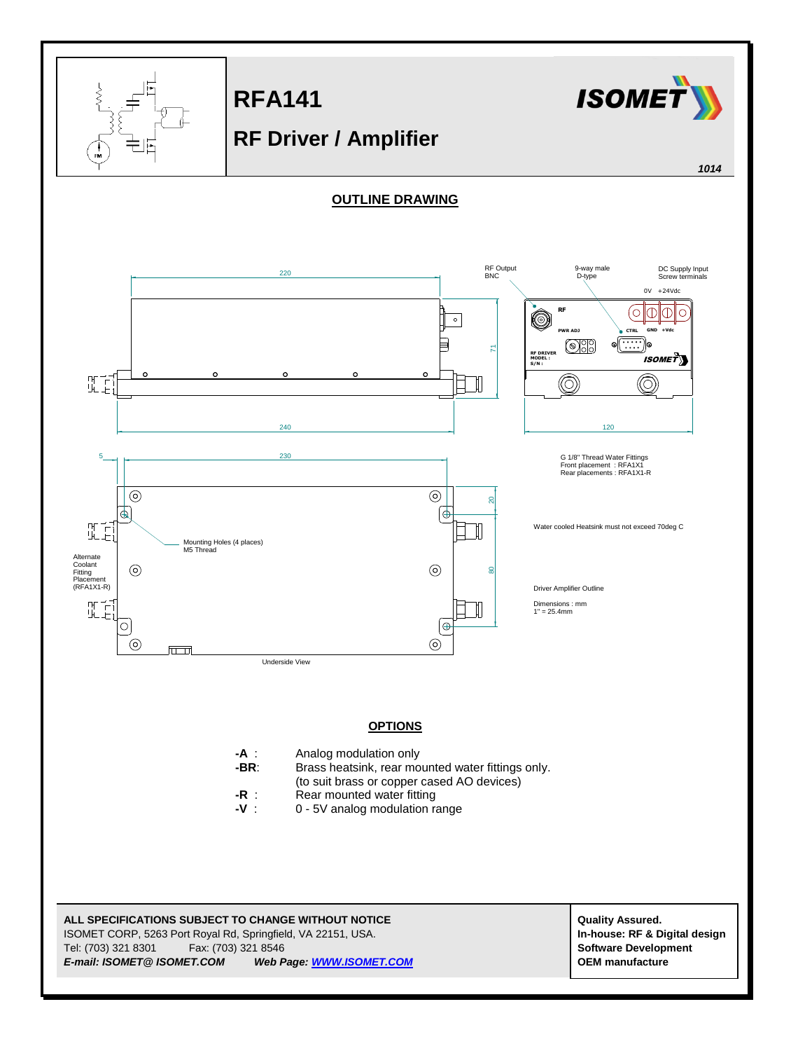# RFA141

## RF Driver / Amplifier

1014

## OUTLINE DRAWING

RF Output BNC

9-way male D-type

DC Supply Input Screw terminals

0V +24Vdc

RF

PWR ADJ

CTRL GND +Vdc

RF DRIVER MODEL : S/N :

220

71

240

120

5

230

20

80

G 1/8" Thread Water Fittings
Front placement : RFA1X1
Rear placements : RFA1X1-R

Mounting Holes (4 places)
M5 Thread

Alternate Coolant Fitting Placement (RFA1X1-R)

Water cooled Heatsink must not exceed 70deg C

Driver Amplifier Outline

Dimensions : mm
1" = 25.4mm

Underside View

## OPTIONS

- **-A** : Analog modulation only
- **-BR**: Brass heatsink, rear mounted water fittings only. (to suit brass or copper cased AO devices)
- **-R** : Rear mounted water fitting
- **-V** : 0 - 5V analog modulation range

**ALL SPECIFICATIONS SUBJECT TO CHANGE WITHOUT NOTICE**
ISOMET CORP, 5263 Port Royal Rd, Springfield, VA 22151, USA.
Tel: (703) 321 8301 Fax: (703) 321 8546
***E-mail: ISOMET@ ISOMET.COM Web Page: WWW.ISOMET.COM***

**Quality Assured.**
**In-house: RF & Digital design**
**Software Development**
**OEM manufacture**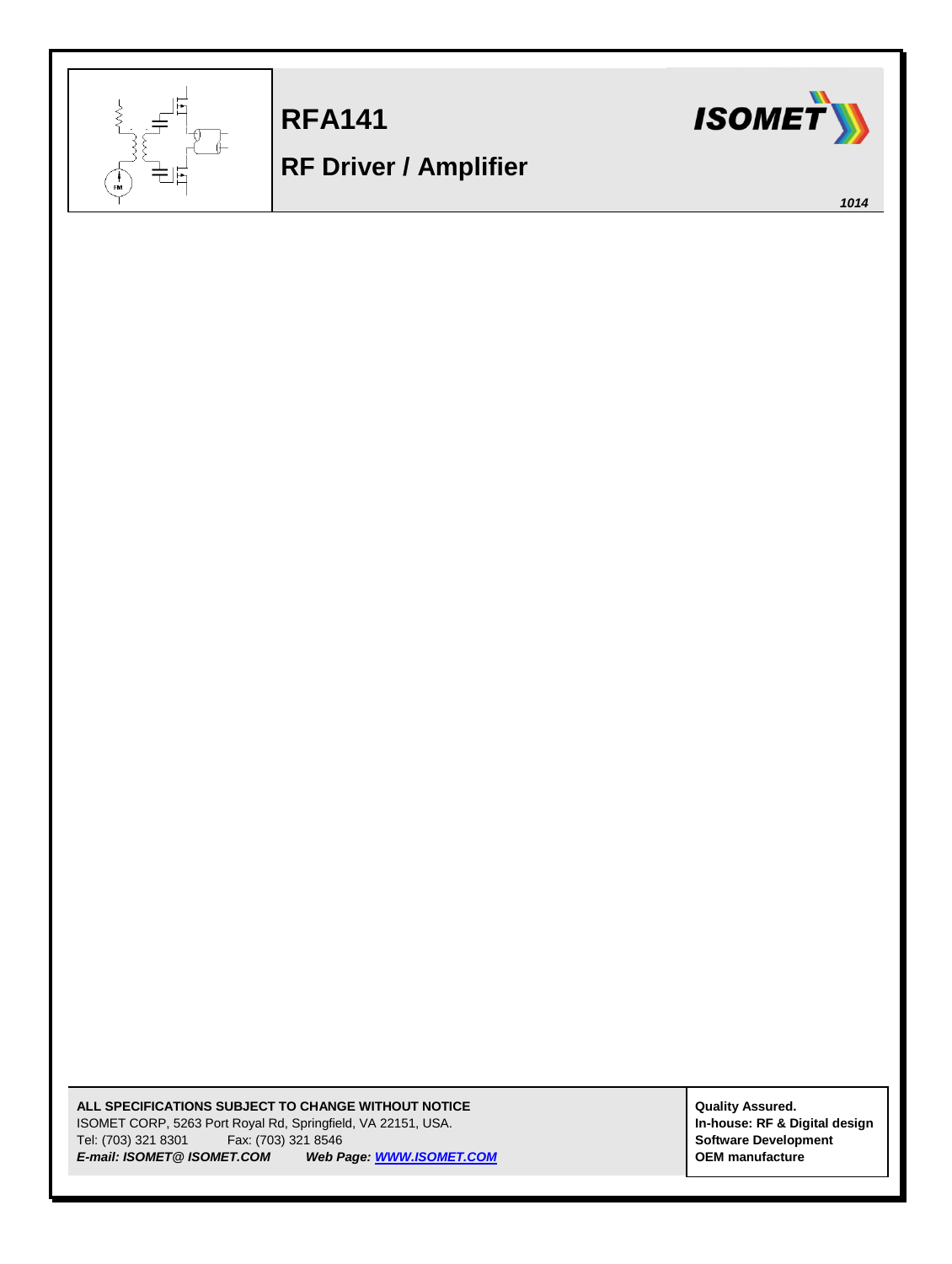# RFA141

## RF Driver / Amplifier

*1014*

**ALL SPECIFICATIONS SUBJECT TO CHANGE WITHOUT NOTICE**
ISOMET CORP, 5263 Port Royal Rd, Springfield, VA 22151, USA.
Tel: (703) 321 8301 Fax: (703) 321 8546
***E-mail: ISOMET@ ISOMET.COM*** ***Web Page: [WWW.ISOMET.COM](http://WWW.ISOMET.COM)***

**Quality Assured.**
**In-house: RF & Digital design**
**Software Development**
**OEM manufacture**